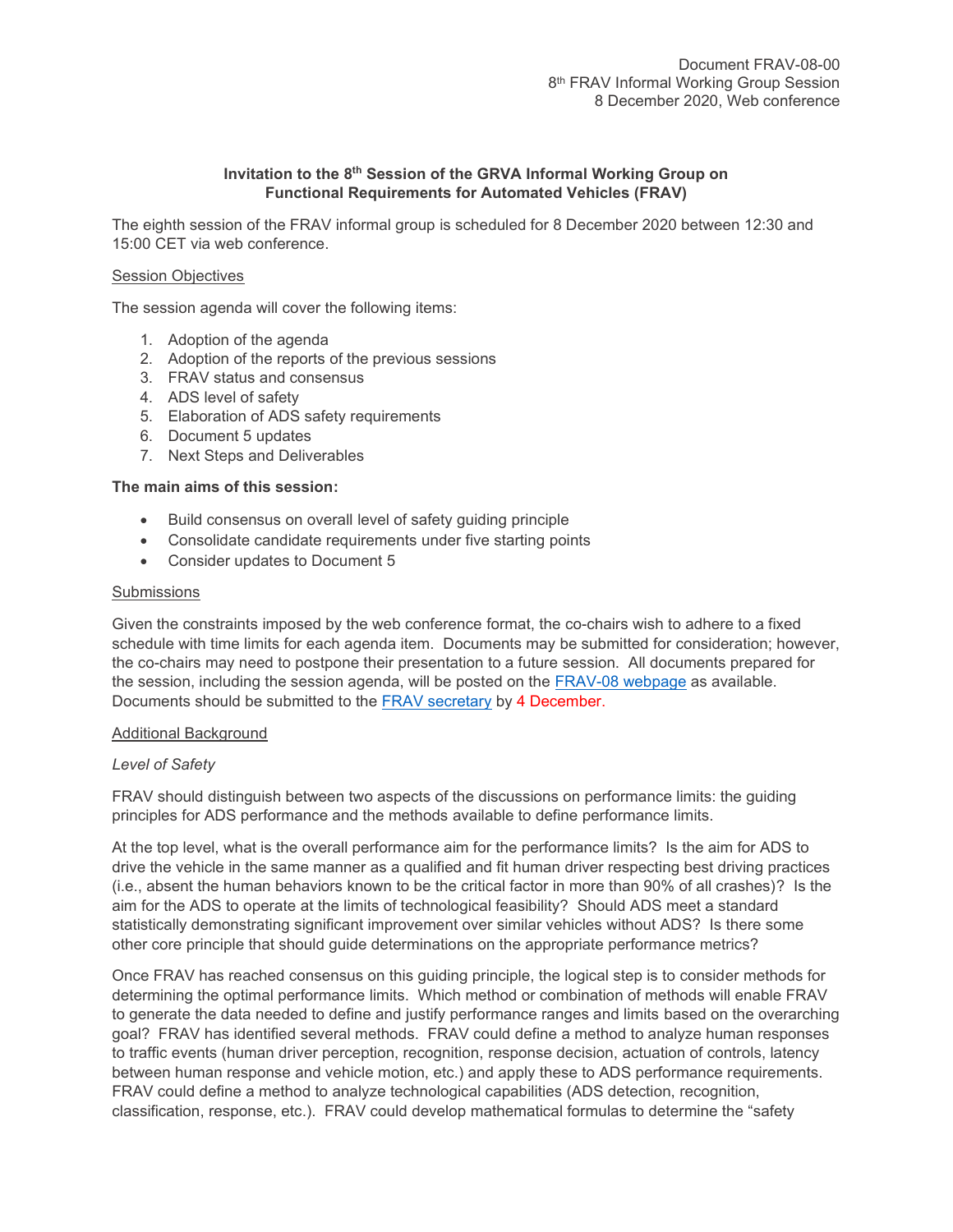Document FRAV-08-00
8th FRAV Informal Working Group Session
8 December 2020, Web conference

**Invitation to the 8th Session of the GRVA Informal Working Group on Functional Requirements for Automated Vehicles (FRAV)**

The eighth session of the FRAV informal group is scheduled for 8 December 2020 between 12:30 and 15:00 CET via web conference.

<u>Session Objectives</u>

The session agenda will cover the following items:

1. Adoption of the agenda
2. Adoption of the reports of the previous sessions
3. FRAV status and consensus
4. ADS level of safety
5. Elaboration of ADS safety requirements
6. Document 5 updates
7. Next Steps and Deliverables

**The main aims of this session:**

- Build consensus on overall level of safety guiding principle
- Consolidate candidate requirements under five starting points
- Consider updates to Document 5

<u>Submissions</u>

Given the constraints imposed by the web conference format, the co-chairs wish to adhere to a fixed schedule with time limits for each agenda item. Documents may be submitted for consideration; however, the co-chairs may need to postpone their presentation to a future session. All documents prepared for the session, including the session agenda, will be posted on the [FRAV-08 webpage]() as available. Documents should be submitted to the [FRAV secretary]() by 4 December.

<u>Additional Background</u>

*Level of Safety*

FRAV should distinguish between two aspects of the discussions on performance limits: the guiding principles for ADS performance and the methods available to define performance limits.

At the top level, what is the overall performance aim for the performance limits? Is the aim for ADS to drive the vehicle in the same manner as a qualified and fit human driver respecting best driving practices (i.e., absent the human behaviors known to be the critical factor in more than 90% of all crashes)? Is the aim for the ADS to operate at the limits of technological feasibility? Should ADS meet a standard statistically demonstrating significant improvement over similar vehicles without ADS? Is there some other core principle that should guide determinations on the appropriate performance metrics?

Once FRAV has reached consensus on this guiding principle, the logical step is to consider methods for determining the optimal performance limits. Which method or combination of methods will enable FRAV to generate the data needed to define and justify performance ranges and limits based on the overarching goal? FRAV has identified several methods. FRAV could define a method to analyze human responses to traffic events (human driver perception, recognition, response decision, actuation of controls, latency between human response and vehicle motion, etc.) and apply these to ADS performance requirements. FRAV could define a method to analyze technological capabilities (ADS detection, recognition, classification, response, etc.). FRAV could develop mathematical formulas to determine the "safety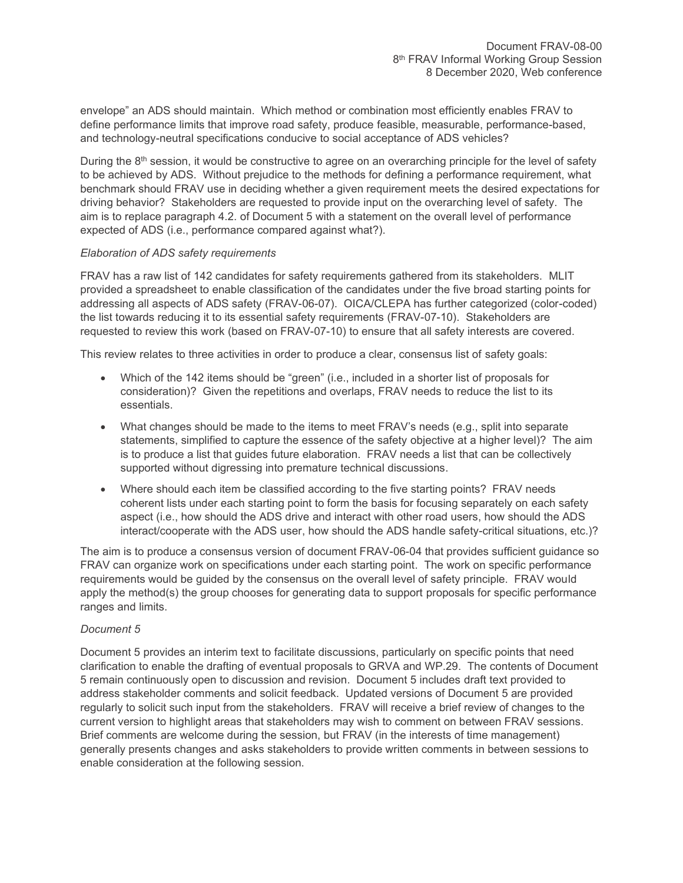envelope" an ADS should maintain. Which method or combination most efficiently enables FRAV to define performance limits that improve road safety, produce feasible, measurable, performance-based, and technology-neutral specifications conducive to social acceptance of ADS vehicles?

During the 8th session, it would be constructive to agree on an overarching principle for the level of safety to be achieved by ADS. Without prejudice to the methods for defining a performance requirement, what benchmark should FRAV use in deciding whether a given requirement meets the desired expectations for driving behavior? Stakeholders are requested to provide input on the overarching level of safety. The aim is to replace paragraph 4.2. of Document 5 with a statement on the overall level of performance expected of ADS (i.e., performance compared against what?).

*Elaboration of ADS safety requirements*

FRAV has a raw list of 142 candidates for safety requirements gathered from its stakeholders. MLIT provided a spreadsheet to enable classification of the candidates under the five broad starting points for addressing all aspects of ADS safety (FRAV-06-07). OICA/CLEPA has further categorized (color-coded) the list towards reducing it to its essential safety requirements (FRAV-07-10). Stakeholders are requested to review this work (based on FRAV-07-10) to ensure that all safety interests are covered.

This review relates to three activities in order to produce a clear, consensus list of safety goals:

- Which of the 142 items should be "green" (i.e., included in a shorter list of proposals for consideration)? Given the repetitions and overlaps, FRAV needs to reduce the list to its essentials.
- What changes should be made to the items to meet FRAV's needs (e.g., split into separate statements, simplified to capture the essence of the safety objective at a higher level)? The aim is to produce a list that guides future elaboration. FRAV needs a list that can be collectively supported without digressing into premature technical discussions.
- Where should each item be classified according to the five starting points? FRAV needs coherent lists under each starting point to form the basis for focusing separately on each safety aspect (i.e., how should the ADS drive and interact with other road users, how should the ADS interact/cooperate with the ADS user, how should the ADS handle safety-critical situations, etc.)?

The aim is to produce a consensus version of document FRAV-06-04 that provides sufficient guidance so FRAV can organize work on specifications under each starting point. The work on specific performance requirements would be guided by the consensus on the overall level of safety principle. FRAV would apply the method(s) the group chooses for generating data to support proposals for specific performance ranges and limits.

*Document 5*

Document 5 provides an interim text to facilitate discussions, particularly on specific points that need clarification to enable the drafting of eventual proposals to GRVA and WP.29. The contents of Document 5 remain continuously open to discussion and revision. Document 5 includes draft text provided to address stakeholder comments and solicit feedback. Updated versions of Document 5 are provided regularly to solicit such input from the stakeholders. FRAV will receive a brief review of changes to the current version to highlight areas that stakeholders may wish to comment on between FRAV sessions. Brief comments are welcome during the session, but FRAV (in the interests of time management) generally presents changes and asks stakeholders to provide written comments in between sessions to enable consideration at the following session.